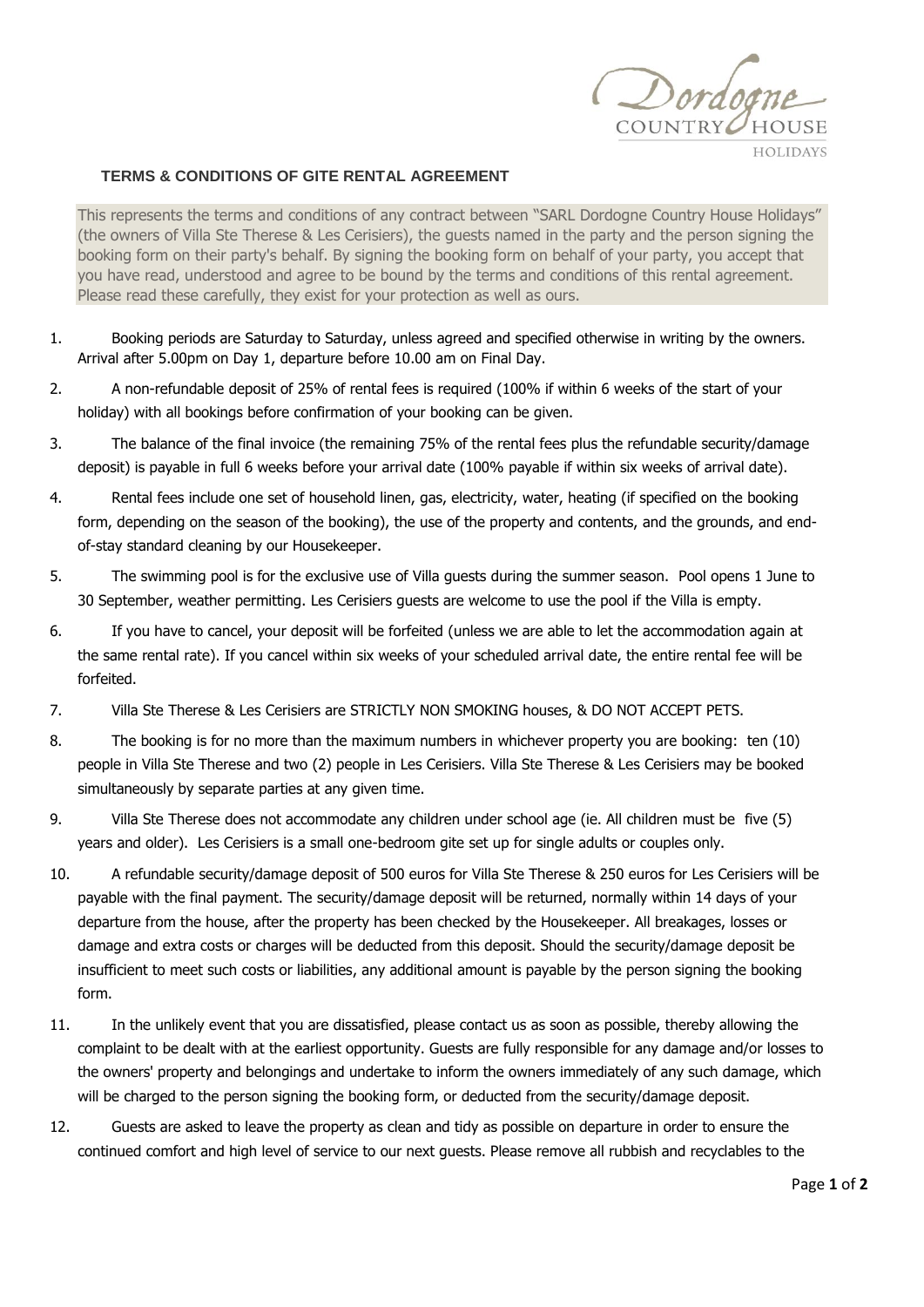## TERMS & CONDITIONS OF GITE RENTAL AGREEMENT

This represents the terms and conditions of any contract between "SARL Dordogne Country House Holidays" (the owners of Villa Ste Therese & Les Cerisiers), the guests named in the party and the person signing the booking form on their party's behalf. By signing the booking form on behalf of your party, you accept that you have read, understood and agree to be bound by the terms and conditions of this rental agreement. Please read these carefully, they exist for your protection as well as ours.

1. Booking periods are Saturday to Saturday, unless agreed and specified otherwise in writing by the owners. Arrival after 5.00pm on Day 1, departure before 10.00 am on Final Day.
2. A non-refundable deposit of 25% of rental fees is required (100% if within 6 weeks of the start of your holiday) with all bookings before confirmation of your booking can be given.
3. The balance of the final invoice (the remaining 75% of the rental fees plus the refundable security/damage deposit) is payable in full 6 weeks before your arrival date (100% payable if within six weeks of arrival date).
4. Rental fees include one set of household linen, gas, electricity, water, heating (if specified on the booking form, depending on the season of the booking), the use of the property and contents, and the grounds, and end-of-stay standard cleaning by our Housekeeper.
5. The swimming pool is for the exclusive use of Villa guests during the summer season. Pool opens 1 June to 30 September, weather permitting. Les Cerisiers guests are welcome to use the pool if the Villa is empty.
6. If you have to cancel, your deposit will be forfeited (unless we are able to let the accommodation again at the same rental rate). If you cancel within six weeks of your scheduled arrival date, the entire rental fee will be forfeited.
7. Villa Ste Therese & Les Cerisiers are STRICTLY NON SMOKING houses, & DO NOT ACCEPT PETS.
8. The booking is for no more than the maximum numbers in whichever property you are booking: ten (10) people in Villa Ste Therese and two (2) people in Les Cerisiers. Villa Ste Therese & Les Cerisiers may be booked simultaneously by separate parties at any given time.
9. Villa Ste Therese does not accommodate any children under school age (ie. All children must be five (5) years and older). Les Cerisiers is a small one-bedroom gite set up for single adults or couples only.
10. A refundable security/damage deposit of 500 euros for Villa Ste Therese & 250 euros for Les Cerisiers will be payable with the final payment. The security/damage deposit will be returned, normally within 14 days of your departure from the house, after the property has been checked by the Housekeeper. All breakages, losses or damage and extra costs or charges will be deducted from this deposit. Should the security/damage deposit be insufficient to meet such costs or liabilities, any additional amount is payable by the person signing the booking form.
11. In the unlikely event that you are dissatisfied, please contact us as soon as possible, thereby allowing the complaint to be dealt with at the earliest opportunity. Guests are fully responsible for any damage and/or losses to the owners' property and belongings and undertake to inform the owners immediately of any such damage, which will be charged to the person signing the booking form, or deducted from the security/damage deposit.
12. Guests are asked to leave the property as clean and tidy as possible on departure in order to ensure the continued comfort and high level of service to our next guests. Please remove all rubbish and recyclables to the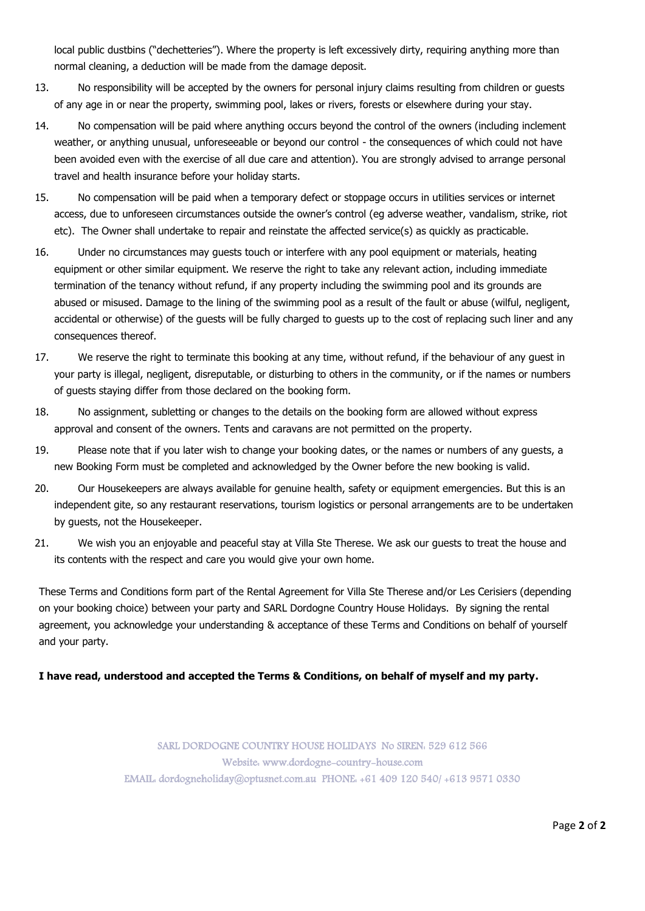local public dustbins ("dechetteries"). Where the property is left excessively dirty, requiring anything more than normal cleaning, a deduction will be made from the damage deposit.

13. No responsibility will be accepted by the owners for personal injury claims resulting from children or guests of any age in or near the property, swimming pool, lakes or rivers, forests or elsewhere during your stay.

14. No compensation will be paid where anything occurs beyond the control of the owners (including inclement weather, or anything unusual, unforeseeable or beyond our control - the consequences of which could not have been avoided even with the exercise of all due care and attention). You are strongly advised to arrange personal travel and health insurance before your holiday starts.

15. No compensation will be paid when a temporary defect or stoppage occurs in utilities services or internet access, due to unforeseen circumstances outside the owner's control (eg adverse weather, vandalism, strike, riot etc). The Owner shall undertake to repair and reinstate the affected service(s) as quickly as practicable.

16. Under no circumstances may guests touch or interfere with any pool equipment or materials, heating equipment or other similar equipment. We reserve the right to take any relevant action, including immediate termination of the tenancy without refund, if any property including the swimming pool and its grounds are abused or misused. Damage to the lining of the swimming pool as a result of the fault or abuse (wilful, negligent, accidental or otherwise) of the guests will be fully charged to guests up to the cost of replacing such liner and any consequences thereof.

17. We reserve the right to terminate this booking at any time, without refund, if the behaviour of any guest in your party is illegal, negligent, disreputable, or disturbing to others in the community, or if the names or numbers of guests staying differ from those declared on the booking form.

18. No assignment, subletting or changes to the details on the booking form are allowed without express approval and consent of the owners. Tents and caravans are not permitted on the property.

19. Please note that if you later wish to change your booking dates, or the names or numbers of any guests, a new Booking Form must be completed and acknowledged by the Owner before the new booking is valid.

20. Our Housekeepers are always available for genuine health, safety or equipment emergencies. But this is an independent gite, so any restaurant reservations, tourism logistics or personal arrangements are to be undertaken by guests, not the Housekeeper.

21. We wish you an enjoyable and peaceful stay at Villa Ste Therese. We ask our guests to treat the house and its contents with the respect and care you would give your own home.

These Terms and Conditions form part of the Rental Agreement for Villa Ste Therese and/or Les Cerisiers (depending on your booking choice) between your party and SARL Dordogne Country House Holidays. By signing the rental agreement, you acknowledge your understanding & acceptance of these Terms and Conditions on behalf of yourself and your party.

**I have read, understood and accepted the Terms & Conditions, on behalf of myself and my party.**

SARL DORDOGNE COUNTRY HOUSE HOLIDAYS No SIREN: 529 612 566
Website: www.dordogne-country-house.com
EMAIL: dordogneholiday@optusnet.com.au PHONE: +61 409 120 540/ +613 9571 0330